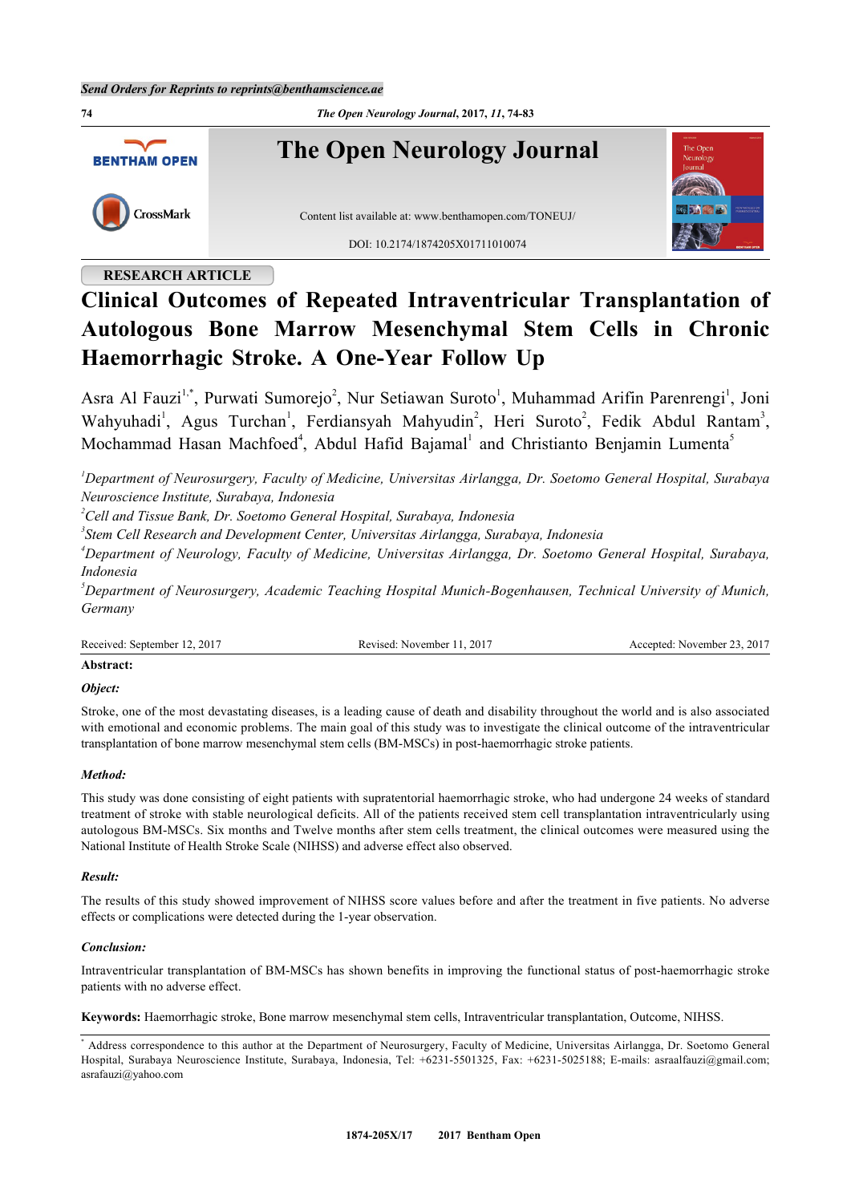Send Orders for Reprints to reprints@benthamscience.ae

RESEARCH ARTICLE

# Clinical Outcomes of Repeated Intraventricular Transplantation of Autologous Bone Marrow Mesenchymal Stem Cells in Chronic Haemorrhagic Stroke. A One-Year Follow Up

Asra Al Fauzi[1,*], Purwati Sumorejo[2], Nur Setiawan Suroto[1], Muhammad Arifin Parenrengi[1], Joni Wahyuhadi[1], Agus Turchan[1], Ferdiansyah Mahyudin[2], Heri Suroto[2], Fedik Abdul Rantam[3], Mochammad Hasan Machfoed[4], Abdul Hafid Bajamal[1] and Christianto Benjamin Lumenta[5]

[1]*Department of Neurosurgery, Faculty of Medicine, Universitas Airlangga, Dr. Soetomo General Hospital, Surabaya Neuroscience Institute, Surabaya, Indonesia*

[2]*Cell and Tissue Bank, Dr. Soetomo General Hospital, Surabaya, Indonesia*

[3]*Stem Cell Research and Development Center, Universitas Airlangga, Surabaya, Indonesia*

[4]*Department of Neurology, Faculty of Medicine, Universitas Airlangga, Dr. Soetomo General Hospital, Surabaya, Indonesia*

[5]*Department of Neurosurgery, Academic Teaching Hospital Munich-Bogenhausen, Technical University of Munich, Germany*

Received: September 12, 2017 Revised: November 11, 2017 Accepted: November 23, 2017

**Abstract:**

***Object:***

Stroke, one of the most devastating diseases, is a leading cause of death and disability throughout the world and is also associated with emotional and economic problems. The main goal of this study was to investigate the clinical outcome of the intraventricular transplantation of bone marrow mesenchymal stem cells (BM-MSCs) in post-haemorrhagic stroke patients.

***Method:***

This study was done consisting of eight patients with supratentorial haemorrhagic stroke, who had undergone 24 weeks of standard treatment of stroke with stable neurological deficits. All of the patients received stem cell transplantation intraventricularly using autologous BM-MSCs. Six months and Twelve months after stem cells treatment, the clinical outcomes were measured using the National Institute of Health Stroke Scale (NIHSS) and adverse effect also observed.

***Result:***

The results of this study showed improvement of NIHSS score values before and after the treatment in five patients. No adverse effects or complications were detected during the 1-year observation.

***Conclusion:***

Intraventricular transplantation of BM-MSCs has shown benefits in improving the functional status of post-haemorrhagic stroke patients with no adverse effect.

**Keywords:** Haemorrhagic stroke, Bone marrow mesenchymal stem cells, Intraventricular transplantation, Outcome, NIHSS.

[*] Address correspondence to this author at the Department of Neurosurgery, Faculty of Medicine, Universitas Airlangga, Dr. Soetomo General Hospital, Surabaya Neuroscience Institute, Surabaya, Indonesia, Tel: +6231-5501325, Fax: +6231-5025188; E-mails: asraalfauzi@gmail.com; asrafauzi@yahoo.com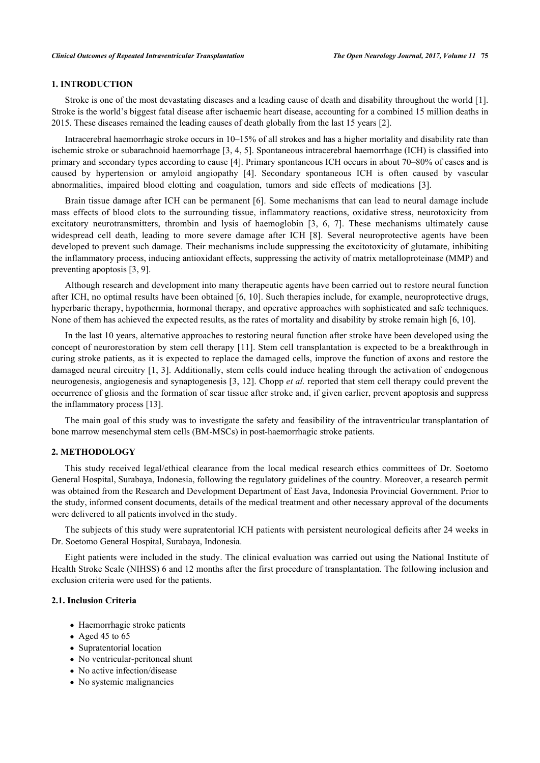## 1. INTRODUCTION

Stroke is one of the most devastating diseases and a leading cause of death and disability throughout the world [1]. Stroke is the world's biggest fatal disease after ischaemic heart disease, accounting for a combined 15 million deaths in 2015. These diseases remained the leading causes of death globally from the last 15 years [2].

Intracerebral haemorrhagic stroke occurs in 10–15% of all strokes and has a higher mortality and disability rate than ischemic stroke or subarachnoid haemorrhage [3, 4, 5]. Spontaneous intracerebral haemorrhage (ICH) is classified into primary and secondary types according to cause [4]. Primary spontaneous ICH occurs in about 70–80% of cases and is caused by hypertension or amyloid angiopathy [4]. Secondary spontaneous ICH is often caused by vascular abnormalities, impaired blood clotting and coagulation, tumors and side effects of medications [3].

Brain tissue damage after ICH can be permanent [6]. Some mechanisms that can lead to neural damage include mass effects of blood clots to the surrounding tissue, inflammatory reactions, oxidative stress, neurotoxicity from excitatory neurotransmitters, thrombin and lysis of haemoglobin [3, 6, 7]. These mechanisms ultimately cause widespread cell death, leading to more severe damage after ICH [8]. Several neuroprotective agents have been developed to prevent such damage. Their mechanisms include suppressing the excitotoxicity of glutamate, inhibiting the inflammatory process, inducing antioxidant effects, suppressing the activity of matrix metalloproteinase (MMP) and preventing apoptosis [3, 9].

Although research and development into many therapeutic agents have been carried out to restore neural function after ICH, no optimal results have been obtained [6, 10]. Such therapies include, for example, neuroprotective drugs, hyperbaric therapy, hypothermia, hormonal therapy, and operative approaches with sophisticated and safe techniques. None of them has achieved the expected results, as the rates of mortality and disability by stroke remain high [6, 10].

In the last 10 years, alternative approaches to restoring neural function after stroke have been developed using the concept of neurorestoration by stem cell therapy [11]. Stem cell transplantation is expected to be a breakthrough in curing stroke patients, as it is expected to replace the damaged cells, improve the function of axons and restore the damaged neural circuitry [1, 3]. Additionally, stem cells could induce healing through the activation of endogenous neurogenesis, angiogenesis and synaptogenesis [3, 12]. Chopp *et al.* reported that stem cell therapy could prevent the occurrence of gliosis and the formation of scar tissue after stroke and, if given earlier, prevent apoptosis and suppress the inflammatory process [13].

The main goal of this study was to investigate the safety and feasibility of the intraventricular transplantation of bone marrow mesenchymal stem cells (BM-MSCs) in post-haemorrhagic stroke patients.

## 2. METHODOLOGY

This study received legal/ethical clearance from the local medical research ethics committees of Dr. Soetomo General Hospital, Surabaya, Indonesia, following the regulatory guidelines of the country. Moreover, a research permit was obtained from the Research and Development Department of East Java, Indonesia Provincial Government. Prior to the study, informed consent documents, details of the medical treatment and other necessary approval of the documents were delivered to all patients involved in the study.

The subjects of this study were supratentorial ICH patients with persistent neurological deficits after 24 weeks in Dr. Soetomo General Hospital, Surabaya, Indonesia.

Eight patients were included in the study. The clinical evaluation was carried out using the National Institute of Health Stroke Scale (NIHSS) 6 and 12 months after the first procedure of transplantation. The following inclusion and exclusion criteria were used for the patients.

### 2.1. Inclusion Criteria

- Haemorrhagic stroke patients
- Aged 45 to 65
- Supratentorial location
- No ventricular-peritoneal shunt
- No active infection/disease
- No systemic malignancies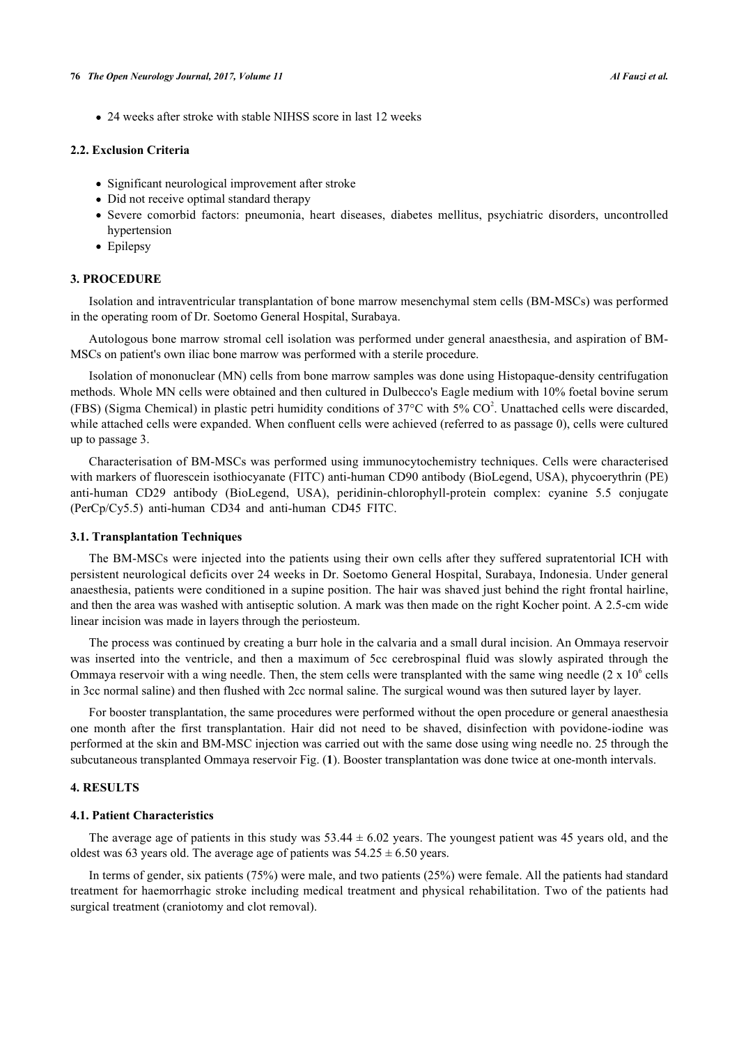- 24 weeks after stroke with stable NIHSS score in last 12 weeks

### 2.2. Exclusion Criteria

- Significant neurological improvement after stroke
- Did not receive optimal standard therapy
- Severe comorbid factors: pneumonia, heart diseases, diabetes mellitus, psychiatric disorders, uncontrolled hypertension
- Epilepsy

## 3. PROCEDURE

Isolation and intraventricular transplantation of bone marrow mesenchymal stem cells (BM-MSCs) was performed in the operating room of Dr. Soetomo General Hospital, Surabaya.

Autologous bone marrow stromal cell isolation was performed under general anaesthesia, and aspiration of BM-MSCs on patient's own iliac bone marrow was performed with a sterile procedure.

Isolation of mononuclear (MN) cells from bone marrow samples was done using Histopaque-density centrifugation methods. Whole MN cells were obtained and then cultured in Dulbecco's Eagle medium with 10% foetal bovine serum (FBS) (Sigma Chemical) in plastic petri humidity conditions of 37°C with 5% $CO^2$. Unattached cells were discarded, while attached cells were expanded. When confluent cells were achieved (referred to as passage 0), cells were cultured up to passage 3.

Characterisation of BM-MSCs was performed using immunocytochemistry techniques. Cells were characterised with markers of fluorescein isothiocyanate (FITC) anti-human CD90 antibody (BioLegend, USA), phycoerythrin (PE) anti-human CD29 antibody (BioLegend, USA), peridinin-chlorophyll-protein complex: cyanine 5.5 conjugate (PerCp/Cy5.5) anti-human CD34 and anti-human CD45 FITC.

### 3.1. Transplantation Techniques

The BM-MSCs were injected into the patients using their own cells after they suffered supratentorial ICH with persistent neurological deficits over 24 weeks in Dr. Soetomo General Hospital, Surabaya, Indonesia. Under general anaesthesia, patients were conditioned in a supine position. The hair was shaved just behind the right frontal hairline, and then the area was washed with antiseptic solution. A mark was then made on the right Kocher point. A 2.5-cm wide linear incision was made in layers through the periosteum.

The process was continued by creating a burr hole in the calvaria and a small dural incision. An Ommaya reservoir was inserted into the ventricle, and then a maximum of 5cc cerebrospinal fluid was slowly aspirated through the Ommaya reservoir with a wing needle. Then, the stem cells were transplanted with the same wing needle ($2 \times 10^6$ cells in 3cc normal saline) and then flushed with 2cc normal saline. The surgical wound was then sutured layer by layer.

For booster transplantation, the same procedures were performed without the open procedure or general anaesthesia one month after the first transplantation. Hair did not need to be shaved, disinfection with povidone-iodine was performed at the skin and BM-MSC injection was carried out with the same dose using wing needle no. 25 through the subcutaneous transplanted Ommaya reservoir Fig. (**1**). Booster transplantation was done twice at one-month intervals.

## 4. RESULTS

### 4.1. Patient Characteristics

The average age of patients in this study was $53.44 \pm 6.02$ years. The youngest patient was 45 years old, and the oldest was 63 years old. The average age of patients was $54.25 \pm 6.50$ years.

In terms of gender, six patients (75%) were male, and two patients (25%) were female. All the patients had standard treatment for haemorrhagic stroke including medical treatment and physical rehabilitation. Two of the patients had surgical treatment (craniotomy and clot removal).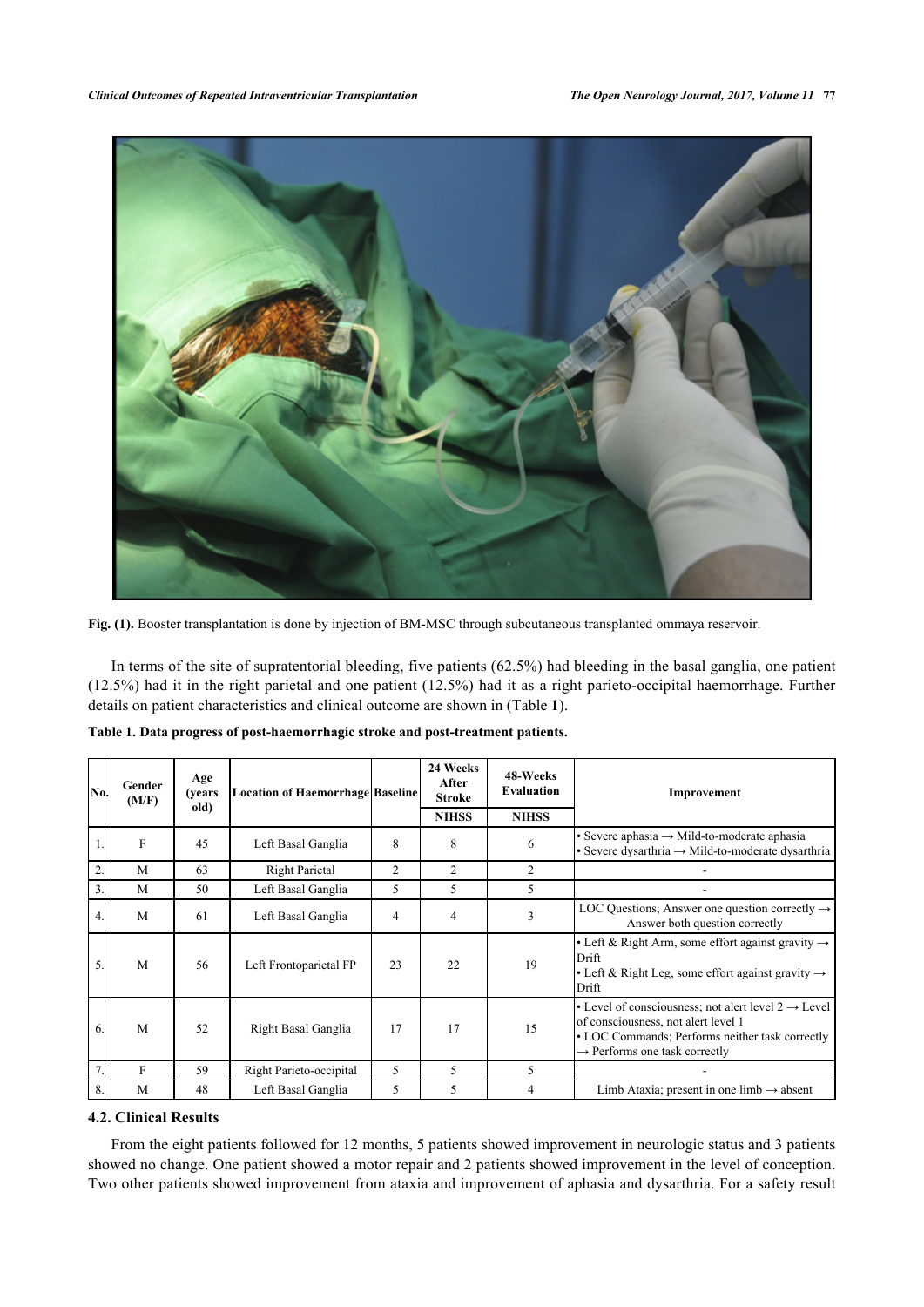Fig. (1). Booster transplantation is done by injection of BM-MSC through subcutaneous transplanted ommaya reservoir.

In terms of the site of supratentorial bleeding, five patients (62.5%) had bleeding in the basal ganglia, one patient (12.5%) had it in the right parietal and one patient (12.5%) had it as a right parieto-occipital haemorrhage. Further details on patient characteristics and clinical outcome are shown in (Table **1**).

**Table 1. Data progress of post-haemorrhagic stroke and post-treatment patients.**

| No. | Gender (M/F) | Age (years old) | Location of Haemorrhage | Baseline | 24 Weeks After Stroke | 48-Weeks Evaluation | Improvement |
|---|---|---|---|---|---|---|---|
| | | | | | NIHSS | NIHSS | |
| 1. | F | 45 | Left Basal Ganglia | 8 | 8 | 6 | • Severe aphasia → Mild-to-moderate aphasia<br>• Severe dysarthria → Mild-to-moderate dysarthria |
| 2. | M | 63 | Right Parietal | 2 | 2 | 2 | - |
| 3. | M | 50 | Left Basal Ganglia | 5 | 5 | 5 | - |
| 4. | M | 61 | Left Basal Ganglia | 4 | 4 | 3 | LOC Questions; Answer one question correctly → Answer both question correctly |
| 5. | M | 56 | Left Frontoparietal FP | 23 | 22 | 19 | • Left & Right Arm, some effort against gravity → Drift<br>• Left & Right Leg, some effort against gravity → Drift |
| 6. | M | 52 | Right Basal Ganglia | 17 | 17 | 15 | • Level of consciousness; not alert level 2 → Level of consciousness, not alert level 1<br>• LOC Commands; Performs neither task correctly → Performs one task correctly |
| 7. | F | 59 | Right Parieto-occipital | 5 | 5 | 5 | - |
| 8. | M | 48 | Left Basal Ganglia | 5 | 5 | 4 | Limb Ataxia; present in one limb → absent |

### 4.2. Clinical Results

From the eight patients followed for 12 months, 5 patients showed improvement in neurologic status and 3 patients showed no change. One patient showed a motor repair and 2 patients showed improvement in the level of conception. Two other patients showed improvement from ataxia and improvement of aphasia and dysarthria. For a safety result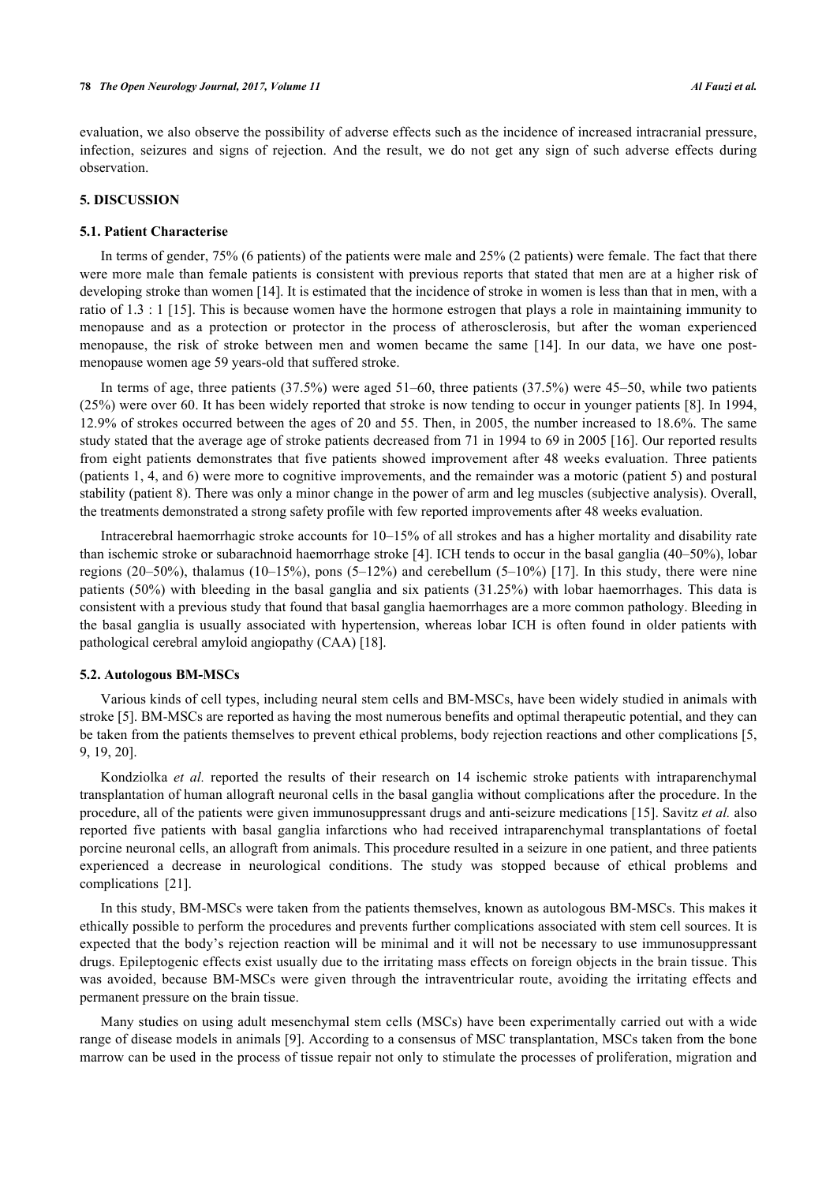evaluation, we also observe the possibility of adverse effects such as the incidence of increased intracranial pressure, infection, seizures and signs of rejection. And the result, we do not get any sign of such adverse effects during observation.

## 5. DISCUSSION

### 5.1. Patient Characterise

In terms of gender, 75% (6 patients) of the patients were male and 25% (2 patients) were female. The fact that there were more male than female patients is consistent with previous reports that stated that men are at a higher risk of developing stroke than women [14]. It is estimated that the incidence of stroke in women is less than that in men, with a ratio of 1.3 : 1 [15]. This is because women have the hormone estrogen that plays a role in maintaining immunity to menopause and as a protection or protector in the process of atherosclerosis, but after the woman experienced menopause, the risk of stroke between men and women became the same [14]. In our data, we have one post-menopause women age 59 years-old that suffered stroke.

In terms of age, three patients (37.5%) were aged 51–60, three patients (37.5%) were 45–50, while two patients (25%) were over 60. It has been widely reported that stroke is now tending to occur in younger patients [8]. In 1994, 12.9% of strokes occurred between the ages of 20 and 55. Then, in 2005, the number increased to 18.6%. The same study stated that the average age of stroke patients decreased from 71 in 1994 to 69 in 2005 [16]. Our reported results from eight patients demonstrates that five patients showed improvement after 48 weeks evaluation. Three patients (patients 1, 4, and 6) were more to cognitive improvements, and the remainder was a motoric (patient 5) and postural stability (patient 8). There was only a minor change in the power of arm and leg muscles (subjective analysis). Overall, the treatments demonstrated a strong safety profile with few reported improvements after 48 weeks evaluation.

Intracerebral haemorrhagic stroke accounts for 10–15% of all strokes and has a higher mortality and disability rate than ischemic stroke or subarachnoid haemorrhage stroke [4]. ICH tends to occur in the basal ganglia (40–50%), lobar regions (20–50%), thalamus (10–15%), pons (5–12%) and cerebellum (5–10%) [17]. In this study, there were nine patients (50%) with bleeding in the basal ganglia and six patients (31.25%) with lobar haemorrhages. This data is consistent with a previous study that found that basal ganglia haemorrhages are a more common pathology. Bleeding in the basal ganglia is usually associated with hypertension, whereas lobar ICH is often found in older patients with pathological cerebral amyloid angiopathy (CAA) [18].

### 5.2. Autologous BM-MSCs

Various kinds of cell types, including neural stem cells and BM-MSCs, have been widely studied in animals with stroke [5]. BM-MSCs are reported as having the most numerous benefits and optimal therapeutic potential, and they can be taken from the patients themselves to prevent ethical problems, body rejection reactions and other complications [5, 9, 19, 20].

Kondziolka *et al.* reported the results of their research on 14 ischemic stroke patients with intraparenchymal transplantation of human allograft neuronal cells in the basal ganglia without complications after the procedure. In the procedure, all of the patients were given immunosuppressant drugs and anti-seizure medications [15]. Savitz *et al.* also reported five patients with basal ganglia infarctions who had received intraparenchymal transplantations of foetal porcine neuronal cells, an allograft from animals. This procedure resulted in a seizure in one patient, and three patients experienced a decrease in neurological conditions. The study was stopped because of ethical problems and complications [21].

In this study, BM-MSCs were taken from the patients themselves, known as autologous BM-MSCs. This makes it ethically possible to perform the procedures and prevents further complications associated with stem cell sources. It is expected that the body's rejection reaction will be minimal and it will not be necessary to use immunosuppressant drugs. Epileptogenic effects exist usually due to the irritating mass effects on foreign objects in the brain tissue. This was avoided, because BM-MSCs were given through the intraventricular route, avoiding the irritating effects and permanent pressure on the brain tissue.

Many studies on using adult mesenchymal stem cells (MSCs) have been experimentally carried out with a wide range of disease models in animals [9]. According to a consensus of MSC transplantation, MSCs taken from the bone marrow can be used in the process of tissue repair not only to stimulate the processes of proliferation, migration and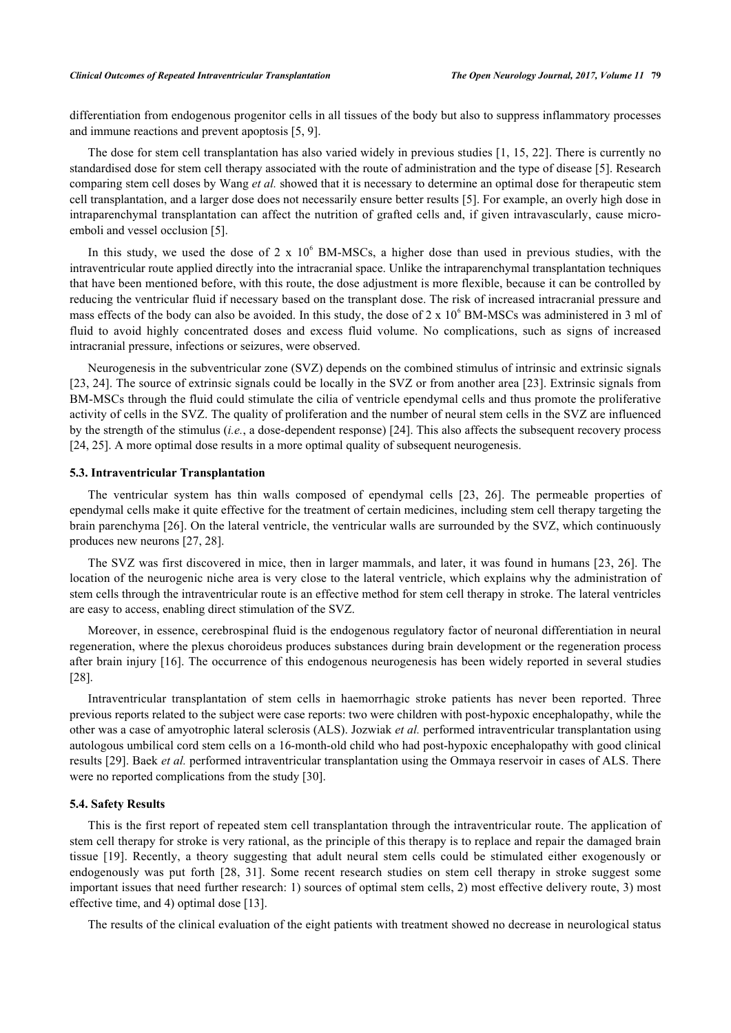differentiation from endogenous progenitor cells in all tissues of the body but also to suppress inflammatory processes and immune reactions and prevent apoptosis [5, 9].

The dose for stem cell transplantation has also varied widely in previous studies [1, 15, 22]. There is currently no standardised dose for stem cell therapy associated with the route of administration and the type of disease [5]. Research comparing stem cell doses by Wang *et al.* showed that it is necessary to determine an optimal dose for therapeutic stem cell transplantation, and a larger dose does not necessarily ensure better results [5]. For example, an overly high dose in intraparenchymal transplantation can affect the nutrition of grafted cells and, if given intravascularly, cause micro-emboli and vessel occlusion [5].

In this study, we used the dose of 2 x $10^6$ BM-MSCs, a higher dose than used in previous studies, with the intraventricular route applied directly into the intracranial space. Unlike the intraparenchymal transplantation techniques that have been mentioned before, with this route, the dose adjustment is more flexible, because it can be controlled by reducing the ventricular fluid if necessary based on the transplant dose. The risk of increased intracranial pressure and mass effects of the body can also be avoided. In this study, the dose of 2 x $10^6$ BM-MSCs was administered in 3 ml of fluid to avoid highly concentrated doses and excess fluid volume. No complications, such as signs of increased intracranial pressure, infections or seizures, were observed.

Neurogenesis in the subventricular zone (SVZ) depends on the combined stimulus of intrinsic and extrinsic signals [23, 24]. The source of extrinsic signals could be locally in the SVZ or from another area [23]. Extrinsic signals from BM-MSCs through the fluid could stimulate the cilia of ventricle ependymal cells and thus promote the proliferative activity of cells in the SVZ. The quality of proliferation and the number of neural stem cells in the SVZ are influenced by the strength of the stimulus (*i.e.*, a dose-dependent response) [24]. This also affects the subsequent recovery process [24, 25]. A more optimal dose results in a more optimal quality of subsequent neurogenesis.

### 5.3. Intraventricular Transplantation

The ventricular system has thin walls composed of ependymal cells [23, 26]. The permeable properties of ependymal cells make it quite effective for the treatment of certain medicines, including stem cell therapy targeting the brain parenchyma [26]. On the lateral ventricle, the ventricular walls are surrounded by the SVZ, which continuously produces new neurons [27, 28].

The SVZ was first discovered in mice, then in larger mammals, and later, it was found in humans [23, 26]. The location of the neurogenic niche area is very close to the lateral ventricle, which explains why the administration of stem cells through the intraventricular route is an effective method for stem cell therapy in stroke. The lateral ventricles are easy to access, enabling direct stimulation of the SVZ.

Moreover, in essence, cerebrospinal fluid is the endogenous regulatory factor of neuronal differentiation in neural regeneration, where the plexus choroideus produces substances during brain development or the regeneration process after brain injury [16]. The occurrence of this endogenous neurogenesis has been widely reported in several studies [28].

Intraventricular transplantation of stem cells in haemorrhagic stroke patients has never been reported. Three previous reports related to the subject were case reports: two were children with post-hypoxic encephalopathy, while the other was a case of amyotrophic lateral sclerosis (ALS). Jozwiak *et al.* performed intraventricular transplantation using autologous umbilical cord stem cells on a 16-month-old child who had post-hypoxic encephalopathy with good clinical results [29]. Baek *et al.* performed intraventricular transplantation using the Ommaya reservoir in cases of ALS. There were no reported complications from the study [30].

### 5.4. Safety Results

This is the first report of repeated stem cell transplantation through the intraventricular route. The application of stem cell therapy for stroke is very rational, as the principle of this therapy is to replace and repair the damaged brain tissue [19]. Recently, a theory suggesting that adult neural stem cells could be stimulated either exogenously or endogenously was put forth [28, 31]. Some recent research studies on stem cell therapy in stroke suggest some important issues that need further research: 1) sources of optimal stem cells, 2) most effective delivery route, 3) most effective time, and 4) optimal dose [13].

The results of the clinical evaluation of the eight patients with treatment showed no decrease in neurological status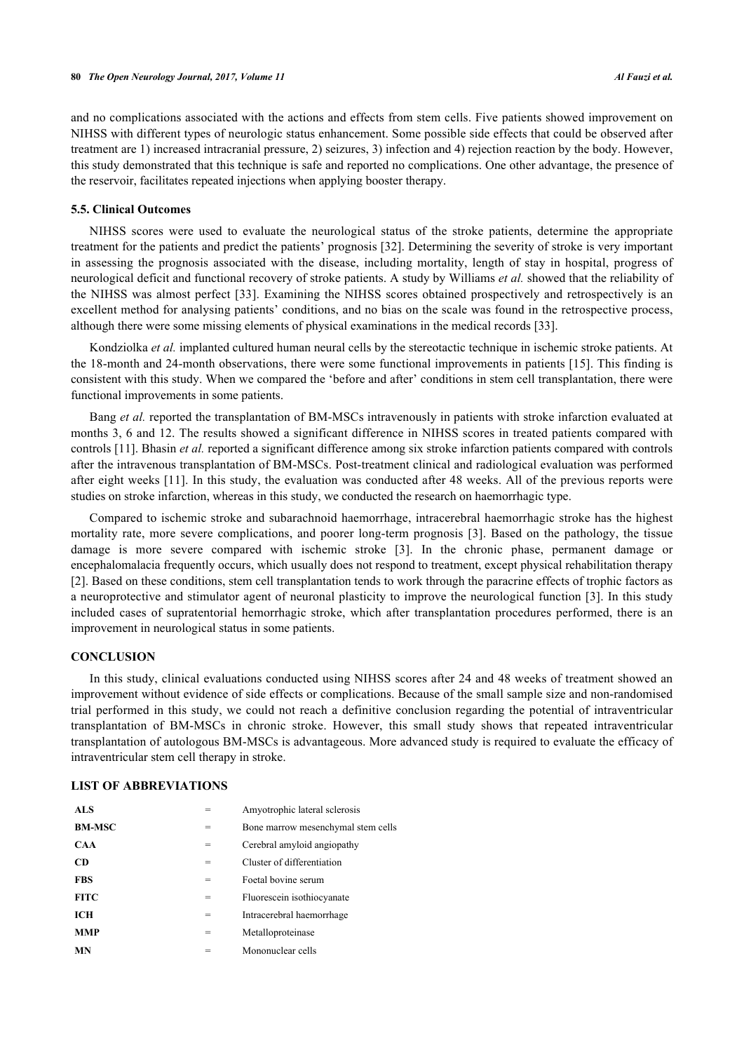and no complications associated with the actions and effects from stem cells. Five patients showed improvement on NIHSS with different types of neurologic status enhancement. Some possible side effects that could be observed after treatment are 1) increased intracranial pressure, 2) seizures, 3) infection and 4) rejection reaction by the body. However, this study demonstrated that this technique is safe and reported no complications. One other advantage, the presence of the reservoir, facilitates repeated injections when applying booster therapy.

### 5.5. Clinical Outcomes

NIHSS scores were used to evaluate the neurological status of the stroke patients, determine the appropriate treatment for the patients and predict the patients' prognosis [32]. Determining the severity of stroke is very important in assessing the prognosis associated with the disease, including mortality, length of stay in hospital, progress of neurological deficit and functional recovery of stroke patients. A study by Williams *et al.* showed that the reliability of the NIHSS was almost perfect [33]. Examining the NIHSS scores obtained prospectively and retrospectively is an excellent method for analysing patients' conditions, and no bias on the scale was found in the retrospective process, although there were some missing elements of physical examinations in the medical records [33].

Kondziolka *et al.* implanted cultured human neural cells by the stereotactic technique in ischemic stroke patients. At the 18-month and 24-month observations, there were some functional improvements in patients [15]. This finding is consistent with this study. When we compared the 'before and after' conditions in stem cell transplantation, there were functional improvements in some patients.

Bang *et al.* reported the transplantation of BM-MSCs intravenously in patients with stroke infarction evaluated at months 3, 6 and 12. The results showed a significant difference in NIHSS scores in treated patients compared with controls [11]. Bhasin *et al.* reported a significant difference among six stroke infarction patients compared with controls after the intravenous transplantation of BM-MSCs. Post-treatment clinical and radiological evaluation was performed after eight weeks [11]. In this study, the evaluation was conducted after 48 weeks. All of the previous reports were studies on stroke infarction, whereas in this study, we conducted the research on haemorrhagic type.

Compared to ischemic stroke and subarachnoid haemorrhage, intracerebral haemorrhagic stroke has the highest mortality rate, more severe complications, and poorer long-term prognosis [3]. Based on the pathology, the tissue damage is more severe compared with ischemic stroke [3]. In the chronic phase, permanent damage or encephalomalacia frequently occurs, which usually does not respond to treatment, except physical rehabilitation therapy [2]. Based on these conditions, stem cell transplantation tends to work through the paracrine effects of trophic factors as a neuroprotective and stimulator agent of neuronal plasticity to improve the neurological function [3]. In this study included cases of supratentorial hemorrhagic stroke, which after transplantation procedures performed, there is an improvement in neurological status in some patients.

## CONCLUSION

In this study, clinical evaluations conducted using NIHSS scores after 24 and 48 weeks of treatment showed an improvement without evidence of side effects or complications. Because of the small sample size and non-randomised trial performed in this study, we could not reach a definitive conclusion regarding the potential of intraventricular transplantation of BM-MSCs in chronic stroke. However, this small study shows that repeated intraventricular transplantation of autologous BM-MSCs is advantageous. More advanced study is required to evaluate the efficacy of intraventricular stem cell therapy in stroke.

## LIST OF ABBREVIATIONS

| | | |
|---|---|---|
| **ALS** | = | Amyotrophic lateral sclerosis |
| **BM-MSC** | = | Bone marrow mesenchymal stem cells |
| **CAA** | = | Cerebral amyloid angiopathy |
| **CD** | = | Cluster of differentiation |
| **FBS** | = | Foetal bovine serum |
| **FITC** | = | Fluorescein isothiocyanate |
| **ICH** | = | Intracerebral haemorrhage |
| **MMP** | = | Metalloproteinase |
| **MN** | = | Mononuclear cells |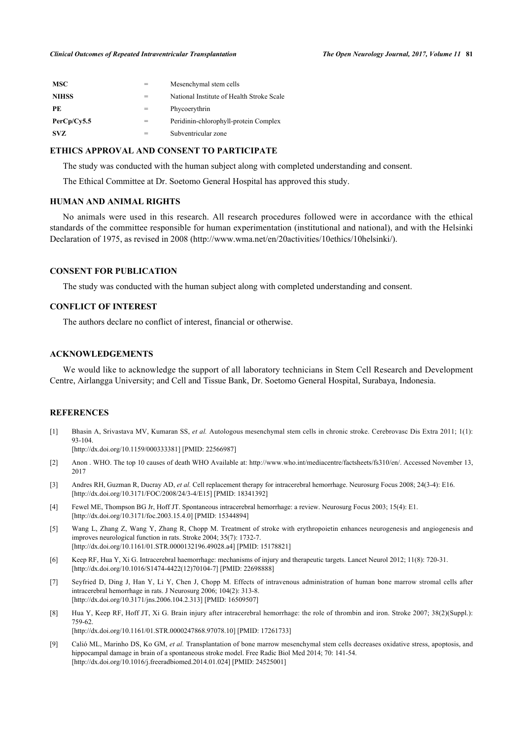| | | |
|---|---|---|
| **MSC** | = | Mesenchymal stem cells |
| **NIHSS** | = | National Institute of Health Stroke Scale |
| **PE** | = | Phycoerythrin |
| **PerCp/Cy5.5** | = | Peridinin-chlorophyll-protein Complex |
| **SVZ** | = | Subventricular zone |

## ETHICS APPROVAL AND CONSENT TO PARTICIPATE

The study was conducted with the human subject along with completed understanding and consent.

The Ethical Committee at Dr. Soetomo General Hospital has approved this study.

## HUMAN AND ANIMAL RIGHTS

No animals were used in this research. All research procedures followed were in accordance with the ethical standards of the committee responsible for human experimentation (institutional and national), and with the Helsinki Declaration of 1975, as revised in 2008 (http://www.wma.net/en/20activities/10ethics/10helsinki/).

## CONSENT FOR PUBLICATION

The study was conducted with the human subject along with completed understanding and consent.

## CONFLICT OF INTEREST

The authors declare no conflict of interest, financial or otherwise.

## ACKNOWLEDGEMENTS

We would like to acknowledge the support of all laboratory technicians in Stem Cell Research and Development Centre, Airlangga University; and Cell and Tissue Bank, Dr. Soetomo General Hospital, Surabaya, Indonesia.

## REFERENCES

[1] Bhasin A, Srivastava MV, Kumaran SS, *et al.* Autologous mesenchymal stem cells in chronic stroke. Cerebrovasc Dis Extra 2011; 1(1): 93-104.
[http://dx.doi.org/10.1159/000333381] [PMID: 22566987]

[2] Anon . WHO. The top 10 causes of death WHO Available at: http://www.who.int/mediacentre/factsheets/fs310/en/. Accessed November 13, 2017

[3] Andres RH, Guzman R, Ducray AD, *et al.* Cell replacement therapy for intracerebral hemorrhage. Neurosurg Focus 2008; 24(3-4): E16.
[http://dx.doi.org/10.3171/FOC/2008/24/3-4/E15] [PMID: 18341392]

[4] Fewel ME, Thompson BG Jr, Hoff JT. Spontaneous intracerebral hemorrhage: a review. Neurosurg Focus 2003; 15(4): E1.
[http://dx.doi.org/10.3171/foc.2003.15.4.0] [PMID: 15344894]

[5] Wang L, Zhang Z, Wang Y, Zhang R, Chopp M. Treatment of stroke with erythropoietin enhances neurogenesis and angiogenesis and improves neurological function in rats. Stroke 2004; 35(7): 1732-7.
[http://dx.doi.org/10.1161/01.STR.0000132196.49028.a4] [PMID: 15178821]

[6] Keep RF, Hua Y, Xi G. Intracerebral haemorrhage: mechanisms of injury and therapeutic targets. Lancet Neurol 2012; 11(8): 720-31.
[http://dx.doi.org/10.1016/S1474-4422(12)70104-7] [PMID: 22698888]

[7] Seyfried D, Ding J, Han Y, Li Y, Chen J, Chopp M. Effects of intravenous administration of human bone marrow stromal cells after intracerebral hemorrhage in rats. J Neurosurg 2006; 104(2): 313-8.
[http://dx.doi.org/10.3171/jns.2006.104.2.313] [PMID: 16509507]

[8] Hua Y, Keep RF, Hoff JT, Xi G. Brain injury after intracerebral hemorrhage: the role of thrombin and iron. Stroke 2007; 38(2)(Suppl.): 759-62.
[http://dx.doi.org/10.1161/01.STR.0000247868.97078.10] [PMID: 17261733]

[9] Calió ML, Marinho DS, Ko GM, *et al.* Transplantation of bone marrow mesenchymal stem cells decreases oxidative stress, apoptosis, and hippocampal damage in brain of a spontaneous stroke model. Free Radic Biol Med 2014; 70: 141-54.
[http://dx.doi.org/10.1016/j.freeradbiomed.2014.01.024] [PMID: 24525001]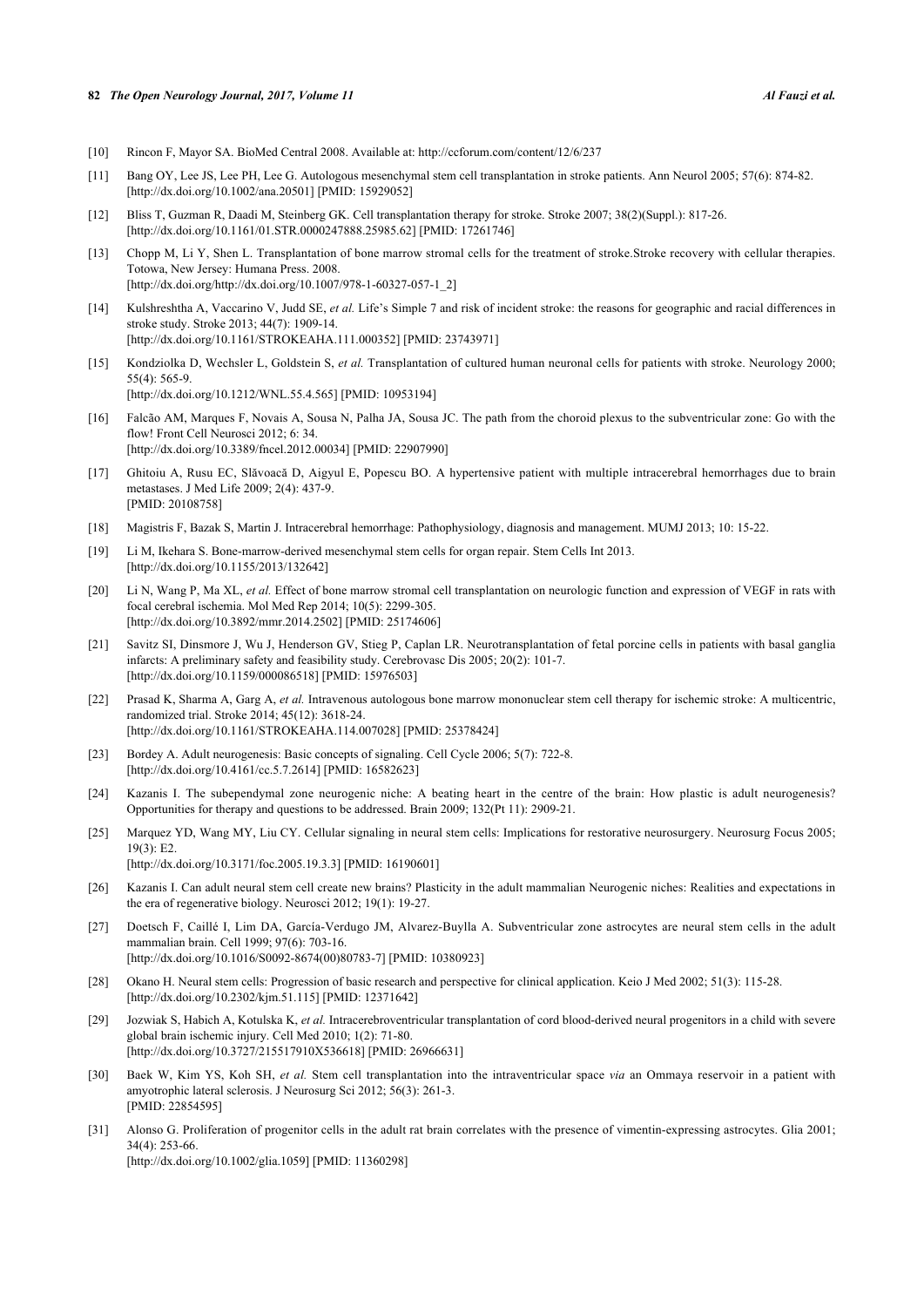[10] Rincon F, Mayor SA. BioMed Central 2008. Available at: http://ccforum.com/content/12/6/237

[11] Bang OY, Lee JS, Lee PH, Lee G. Autologous mesenchymal stem cell transplantation in stroke patients. Ann Neurol 2005; 57(6): 874-82. [http://dx.doi.org/10.1002/ana.20501] [PMID: 15929052]

[12] Bliss T, Guzman R, Daadi M, Steinberg GK. Cell transplantation therapy for stroke. Stroke 2007; 38(2)(Suppl.): 817-26. [http://dx.doi.org/10.1161/01.STR.0000247888.25985.62] [PMID: 17261746]

[13] Chopp M, Li Y, Shen L. Transplantation of bone marrow stromal cells for the treatment of stroke.Stroke recovery with cellular therapies. Totowa, New Jersey: Humana Press. 2008. [http://dx.doi.org/http://dx.doi.org/10.1007/978-1-60327-057-1_2]

[14] Kulshreshtha A, Vaccarino V, Judd SE, *et al.* Life's Simple 7 and risk of incident stroke: the reasons for geographic and racial differences in stroke study. Stroke 2013; 44(7): 1909-14. [http://dx.doi.org/10.1161/STROKEAHA.111.000352] [PMID: 23743971]

[15] Kondziolka D, Wechsler L, Goldstein S, *et al.* Transplantation of cultured human neuronal cells for patients with stroke. Neurology 2000; 55(4): 565-9. [http://dx.doi.org/10.1212/WNL.55.4.565] [PMID: 10953194]

[16] Falcão AM, Marques F, Novais A, Sousa N, Palha JA, Sousa JC. The path from the choroid plexus to the subventricular zone: Go with the flow! Front Cell Neurosci 2012; 6: 34. [http://dx.doi.org/10.3389/fncel.2012.00034] [PMID: 22907990]

[17] Ghitoiu A, Rusu EC, Slăvoacă D, Aigyul E, Popescu BO. A hypertensive patient with multiple intracerebral hemorrhages due to brain metastases. J Med Life 2009; 2(4): 437-9. [PMID: 20108758]

[18] Magistris F, Bazak S, Martin J. Intracerebral hemorrhage: Pathophysiology, diagnosis and management. MUMJ 2013; 10: 15-22.

[19] Li M, Ikehara S. Bone-marrow-derived mesenchymal stem cells for organ repair. Stem Cells Int 2013. [http://dx.doi.org/10.1155/2013/132642]

[20] Li N, Wang P, Ma XL, *et al.* Effect of bone marrow stromal cell transplantation on neurologic function and expression of VEGF in rats with focal cerebral ischemia. Mol Med Rep 2014; 10(5): 2299-305. [http://dx.doi.org/10.3892/mmr.2014.2502] [PMID: 25174606]

[21] Savitz SI, Dinsmore J, Wu J, Henderson GV, Stieg P, Caplan LR. Neurotransplantation of fetal porcine cells in patients with basal ganglia infarcts: A preliminary safety and feasibility study. Cerebrovasc Dis 2005; 20(2): 101-7. [http://dx.doi.org/10.1159/000086518] [PMID: 15976503]

[22] Prasad K, Sharma A, Garg A, *et al.* Intravenous autologous bone marrow mononuclear stem cell therapy for ischemic stroke: A multicentric, randomized trial. Stroke 2014; 45(12): 3618-24. [http://dx.doi.org/10.1161/STROKEAHA.114.007028] [PMID: 25378424]

[23] Bordey A. Adult neurogenesis: Basic concepts of signaling. Cell Cycle 2006; 5(7): 722-8. [http://dx.doi.org/10.4161/cc.5.7.2614] [PMID: 16582623]

[24] Kazanis I. The subependymal zone neurogenic niche: A beating heart in the centre of the brain: How plastic is adult neurogenesis? Opportunities for therapy and questions to be addressed. Brain 2009; 132(Pt 11): 2909-21.

[25] Marquez YD, Wang MY, Liu CY. Cellular signaling in neural stem cells: Implications for restorative neurosurgery. Neurosurg Focus 2005; 19(3): E2. [http://dx.doi.org/10.3171/foc.2005.19.3.3] [PMID: 16190601]

[26] Kazanis I. Can adult neural stem cell create new brains? Plasticity in the adult mammalian Neurogenic niches: Realities and expectations in the era of regenerative biology. Neurosci 2012; 19(1): 19-27.

[27] Doetsch F, Caillé I, Lim DA, García-Verdugo JM, Alvarez-Buylla A. Subventricular zone astrocytes are neural stem cells in the adult mammalian brain. Cell 1999; 97(6): 703-16. [http://dx.doi.org/10.1016/S0092-8674(00)80783-7] [PMID: 10380923]

[28] Okano H. Neural stem cells: Progression of basic research and perspective for clinical application. Keio J Med 2002; 51(3): 115-28. [http://dx.doi.org/10.2302/kjm.51.115] [PMID: 12371642]

[29] Jozwiak S, Habich A, Kotulska K, *et al.* Intracerebroventricular transplantation of cord blood-derived neural progenitors in a child with severe global brain ischemic injury. Cell Med 2010; 1(2): 71-80. [http://dx.doi.org/10.3727/215517910X536618] [PMID: 26966631]

[30] Baek W, Kim YS, Koh SH, *et al.* Stem cell transplantation into the intraventricular space *via* an Ommaya reservoir in a patient with amyotrophic lateral sclerosis. J Neurosurg Sci 2012; 56(3): 261-3. [PMID: 22854595]

[31] Alonso G. Proliferation of progenitor cells in the adult rat brain correlates with the presence of vimentin-expressing astrocytes. Glia 2001; 34(4): 253-66. [http://dx.doi.org/10.1002/glia.1059] [PMID: 11360298]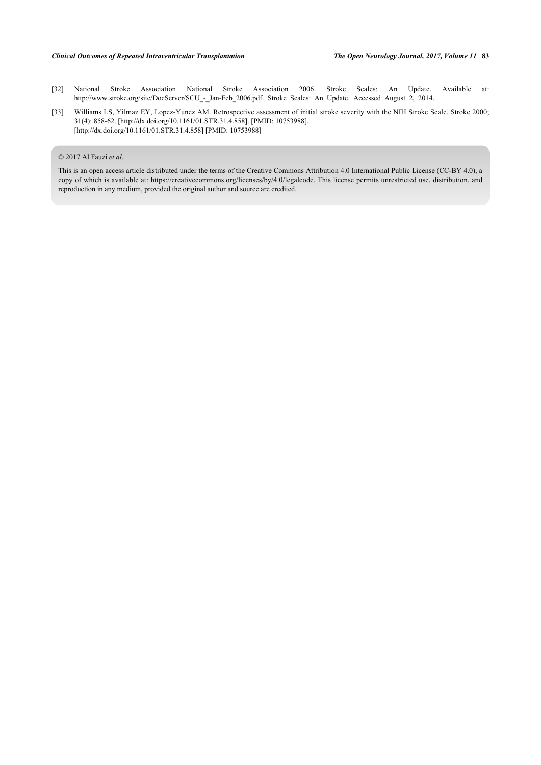[32] National Stroke Association National Stroke Association 2006. Stroke Scales: An Update. Available at: http://www.stroke.org/site/DocServer/SCU_-_Jan-Feb_2006.pdf. Stroke Scales: An Update. Accessed August 2, 2014.

[33] Williams LS, Yilmaz EY, Lopez-Yunez AM. Retrospective assessment of initial stroke severity with the NIH Stroke Scale. Stroke 2000; 31(4): 858-62. [http://dx.doi.org/10.1161/01.STR.31.4.858]. [PMID: 10753988]. [http://dx.doi.org/10.1161/01.STR.31.4.858] [PMID: 10753988]

---

© 2017 Al Fauzi *et al*.

This is an open access article distributed under the terms of the Creative Commons Attribution 4.0 International Public License (CC-BY 4.0), a copy of which is available at: https://creativecommons.org/licenses/by/4.0/legalcode. This license permits unrestricted use, distribution, and reproduction in any medium, provided the original author and source are credited.